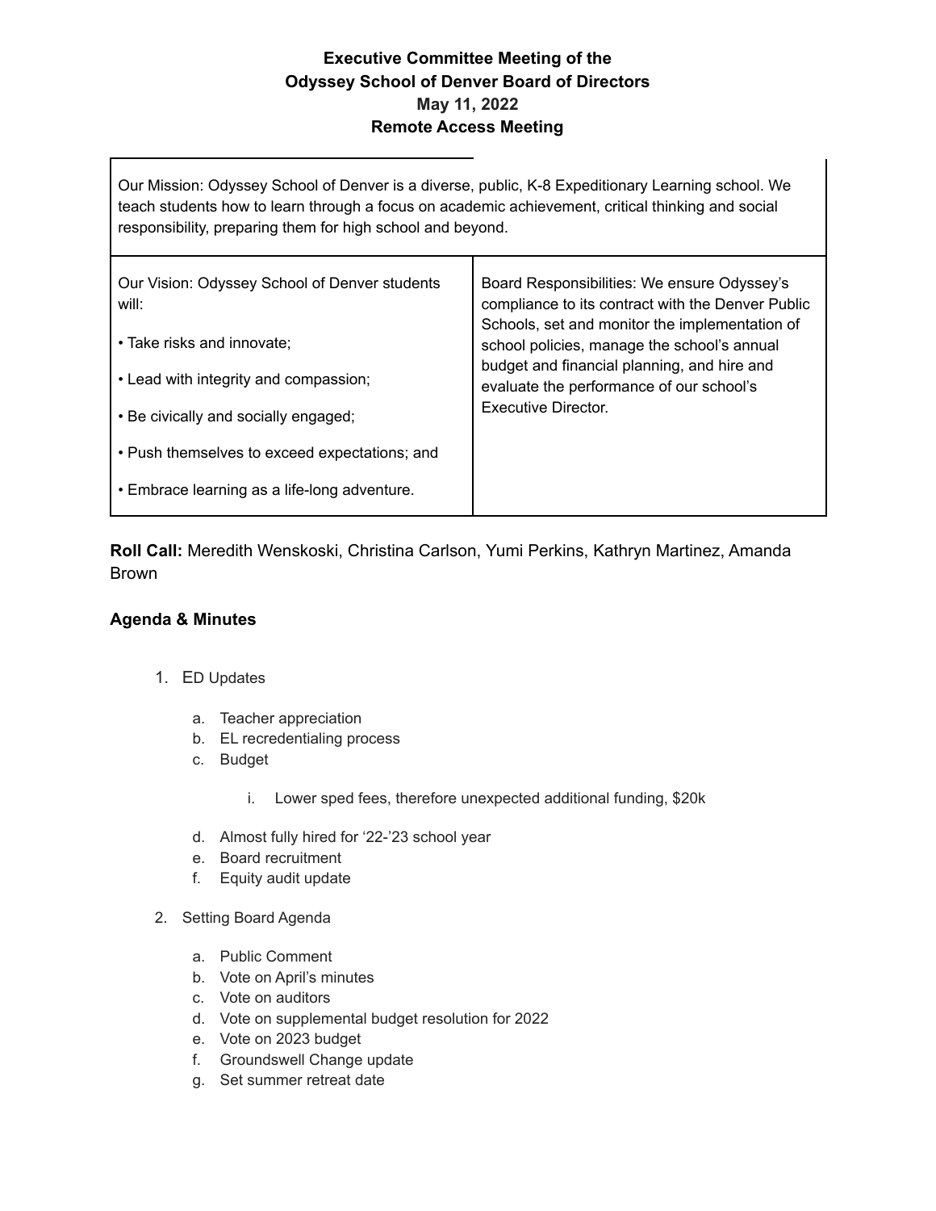# Executive Committee Meeting of the Odyssey School of Denver Board of Directors
## May 11, 2022
## Remote Access Meeting

| Our Mission: Odyssey School of Denver is a diverse, public, K-8 Expeditionary Learning school. We teach students how to learn through a focus on academic achievement, critical thinking and social responsibility, preparing them for high school and beyond. | |
|---|---|
| Our Vision: Odyssey School of Denver students will:<br><br>• Take risks and innovate;<br><br>• Lead with integrity and compassion;<br><br>• Be civically and socially engaged;<br><br>• Push themselves to exceed expectations; and<br><br>• Embrace learning as a life-long adventure. | Board Responsibilities: We ensure Odyssey's compliance to its contract with the Denver Public Schools, set and monitor the implementation of school policies, manage the school's annual budget and financial planning, and hire and evaluate the performance of our school's Executive Director. |

**Roll Call:** Meredith Wenskoski, Christina Carlson, Yumi Perkins, Kathryn Martinez, Amanda Brown

### Agenda & Minutes

1. ED Updates
   a. Teacher appreciation
   b. EL recredentialing process
   c. Budget
      i. Lower sped fees, therefore unexpected additional funding, $20k
   d. Almost fully hired for '22-'23 school year
   e. Board recruitment
   f. Equity audit update

2. Setting Board Agenda
   a. Public Comment
   b. Vote on April's minutes
   c. Vote on auditors
   d. Vote on supplemental budget resolution for 2022
   e. Vote on 2023 budget
   f. Groundswell Change update
   g. Set summer retreat date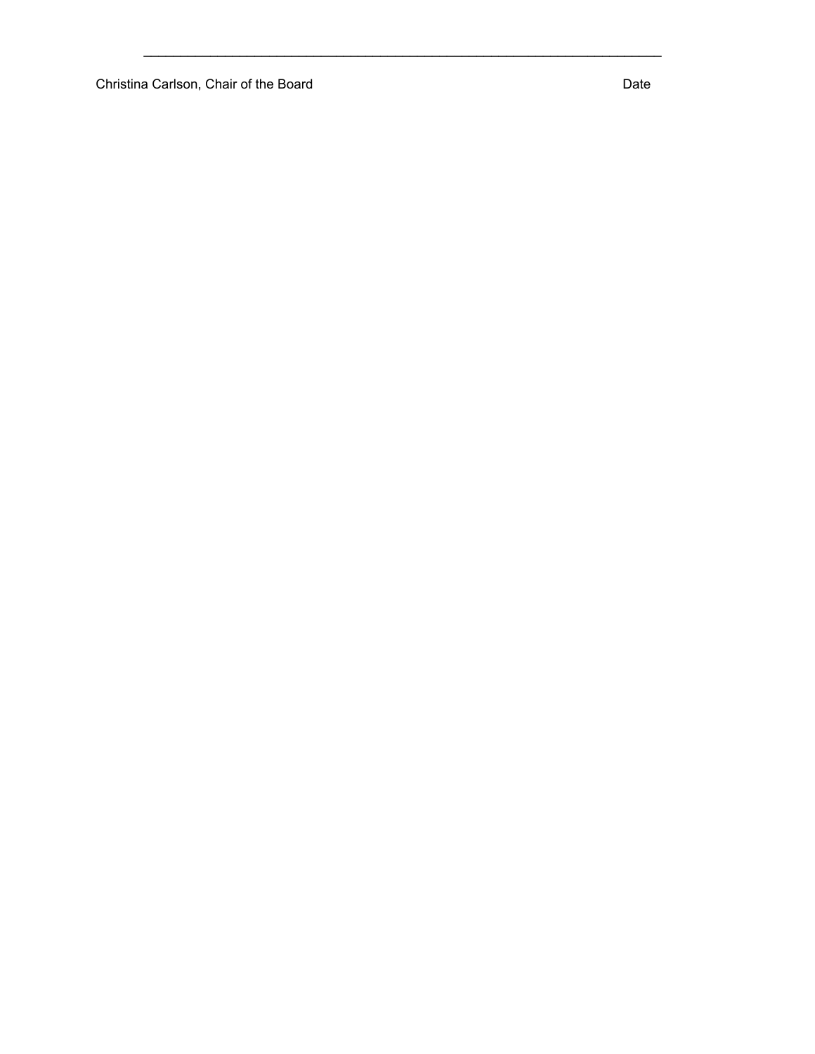\_\_\_\_\_\_\_\_\_\_\_\_\_\_\_\_\_\_\_\_\_\_\_\_\_\_\_\_\_\_\_\_\_\_\_\_\_\_\_\_\_\_\_\_\_\_\_\_\_\_\_\_\_\_\_\_\_\_\_\_\_\_\_\_\_\_

Christina Carlson, Chair of the Board Date